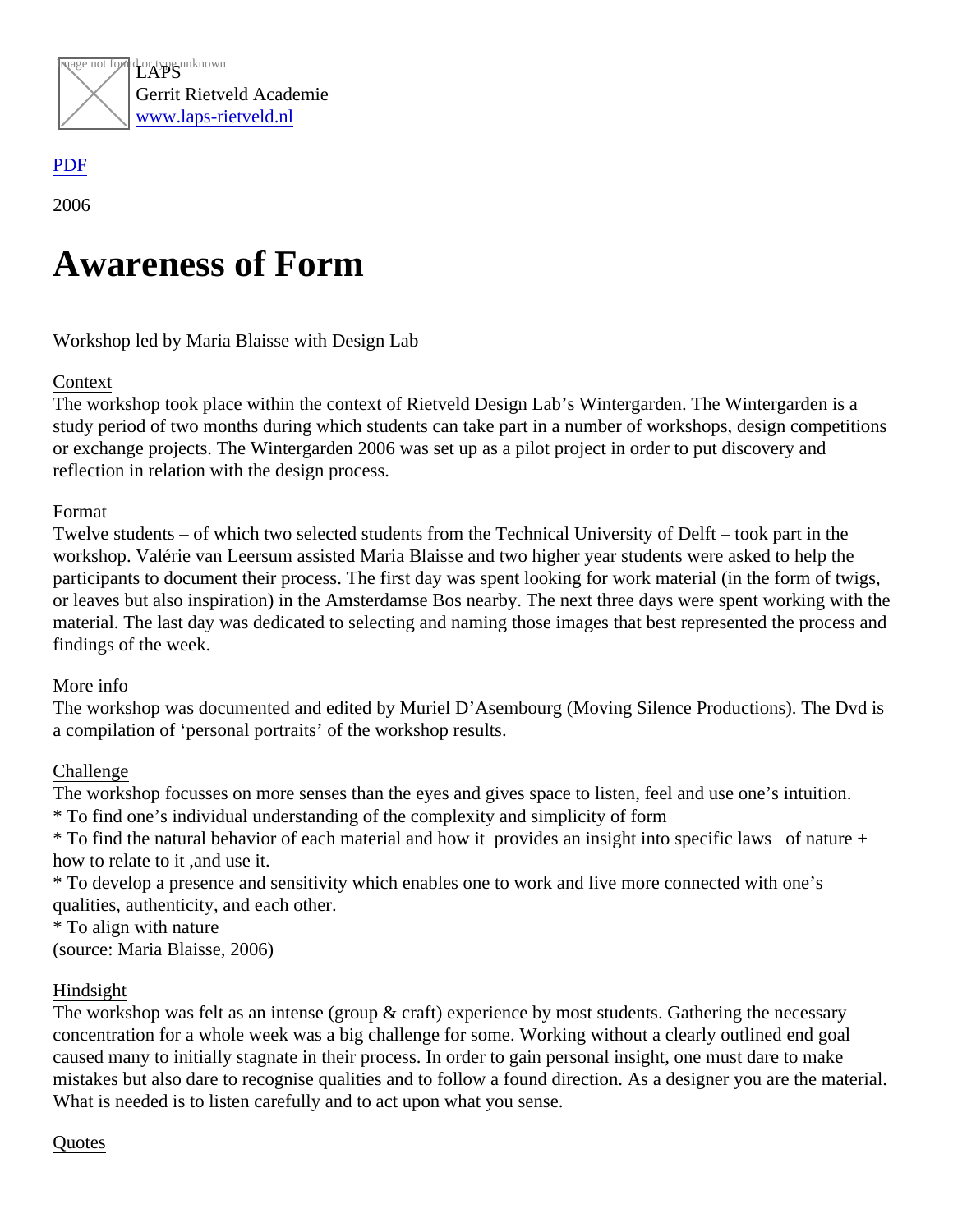LAPS
Gerrit Rietveld Academie
www.laps-rietveld.nl

PDF

2006

# Awareness of Form

Workshop led by Maria Blaisse with Design Lab

Context
The workshop took place within the context of Rietveld Design Lab's Wintergarden. The Wintergarden is a study period of two months during which students can take part in a number of workshops, design competitions or exchange projects. The Wintergarden 2006 was set up as a pilot project in order to put discovery and reflection in relation with the design process.

Format
Twelve students – of which two selected students from the Technical University of Delft – took part in the workshop. Valérie van Leersum assisted Maria Blaisse and two higher year students were asked to help the participants to document their process. The first day was spent looking for work material (in the form of twigs, or leaves but also inspiration) in the Amsterdamse Bos nearby. The next three days were spent working with the material. The last day was dedicated to selecting and naming those images that best represented the process and findings of the week.

More info
The workshop was documented and edited by Muriel D'Asembourg (Moving Silence Productions). The Dvd is a compilation of 'personal portraits' of the workshop results.

Challenge
The workshop focusses on more senses than the eyes and gives space to listen, feel and use one's intuition.
* To find one's individual understanding of the complexity and simplicity of form
* To find the natural behavior of each material and how it provides an insight into specific laws of nature + how to relate to it ,and use it.
* To develop a presence and sensitivity which enables one to work and live more connected with one's qualities, authenticity, and each other.
* To align with nature
(source: Maria Blaisse, 2006)

Hindsight
The workshop was felt as an intense (group & craft) experience by most students. Gathering the necessary concentration for a whole week was a big challenge for some. Working without a clearly outlined end goal caused many to initially stagnate in their process. In order to gain personal insight, one must dare to make mistakes but also dare to recognise qualities and to follow a found direction. As a designer you are the material. What is needed is to listen carefully and to act upon what you sense.

Quotes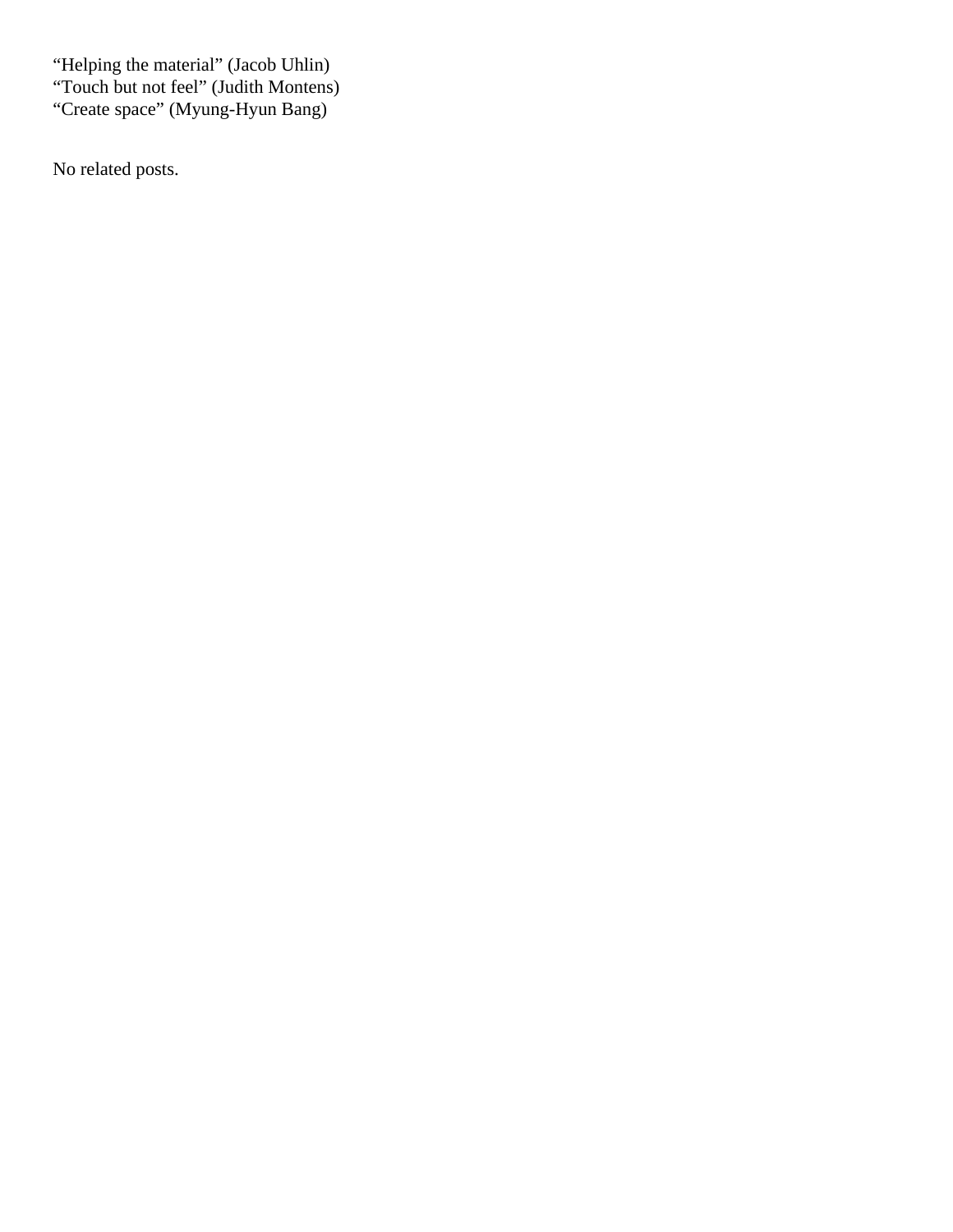“Helping the material” (Jacob Uhlin)
“Touch but not feel” (Judith Montens)
“Create space” (Myung-Hyun Bang)

No related posts.